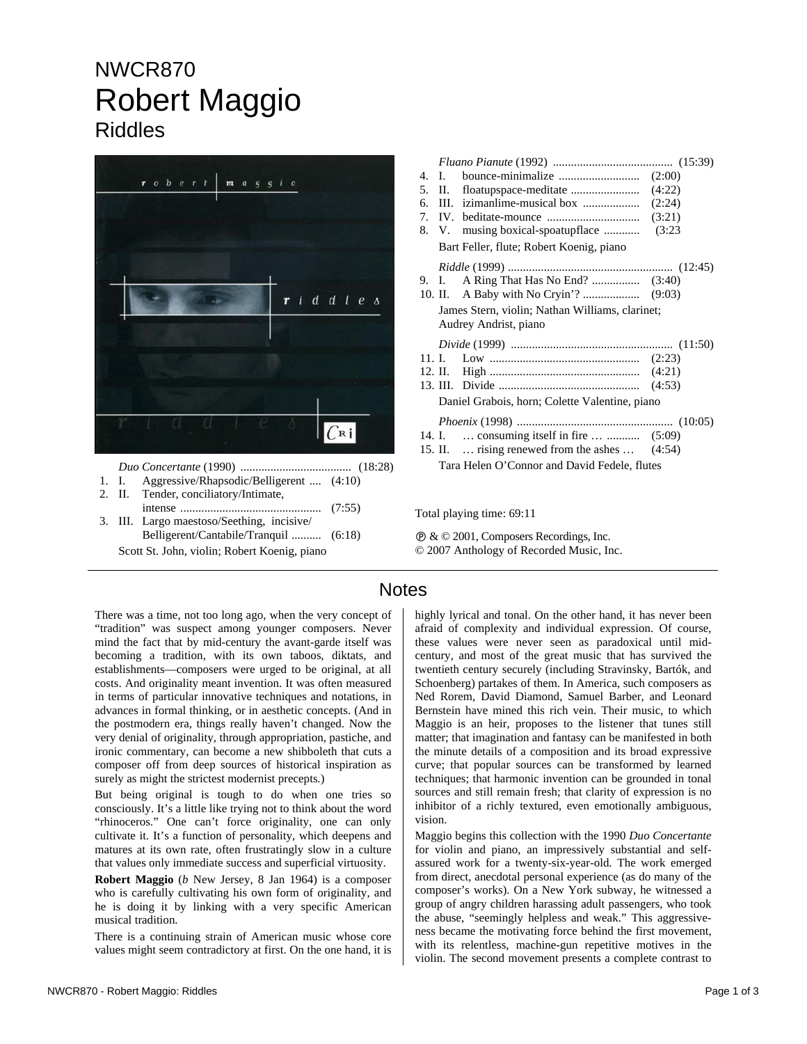# NWCR870
# Robert Maggio
## Riddles

*Duo Concertante* (1990) ..................................... (18:28)

1. I. Aggressive/Rhapsodic/Belligerent .... (4:10)
2. II. Tender, conciliatory/Intimate, intense ............................................. (7:55)
3. III. Largo maestoso/Seething, incisive/ Belligerent/Cantabile/Tranquil .......... (6:18)

Scott St. John, violin; Robert Koenig, piano

*Fluano Pianute* (1992) ........................................ (15:39)

4. I. bounce-minimalize ........................... (2:00)
5. II. floatupspace-meditate ....................... (4:22)
6. III. izimanlime-musical box ................... (2:24)
7. IV. beditate-mounce ............................... (3:21)
8. V. musing boxical-spoatupflace ............ (3:23

Bart Feller, flute; Robert Koenig, piano

*Riddle* (1999) ...................................................... (12:45)

9. I. A Ring That Has No End? ................ (3:40)
10. II. A Baby with No Cryin'? ................... (9:03)

James Stern, violin; Nathan Williams, clarinet; Audrey Andrist, piano

*Divide* (1999) ...................................................... (11:50)

11. I. Low .................................................. (2:23)
12. II. High .................................................. (4:21)
13. III. Divide ............................................... (4:53)

Daniel Grabois, horn; Colette Valentine, piano

*Phoenix* (1998) .................................................... (10:05)

14. I. … consuming itself in fire … ........... (5:09)
15. II. … rising renewed from the ashes … (4:54)

Tara Helen O'Connor and David Fedele, flutes

Total playing time: 69:11

℗ & © 2001, Composers Recordings, Inc.
© 2007 Anthology of Recorded Music, Inc.

## Notes

There was a time, not too long ago, when the very concept of "tradition" was suspect among younger composers. Never mind the fact that by mid-century the avant-garde itself was becoming a tradition, with its own taboos, diktats, and establishments—composers were urged to be original, at all costs. And originality meant invention. It was often measured in terms of particular innovative techniques and notations, in advances in formal thinking, or in aesthetic concepts. (And in the postmodern era, things really haven't changed. Now the very denial of originality, through appropriation, pastiche, and ironic commentary, can become a new shibboleth that cuts a composer off from deep sources of historical inspiration as surely as might the strictest modernist precepts.)

But being original is tough to do when one tries so consciously. It's a little like trying not to think about the word "rhinoceros." One can't force originality, one can only cultivate it. It's a function of personality, which deepens and matures at its own rate, often frustratingly slow in a culture that values only immediate success and superficial virtuosity.

**Robert Maggio** (*b* New Jersey, 8 Jan 1964) is a composer who is carefully cultivating his own form of originality, and he is doing it by linking with a very specific American musical tradition.

There is a continuing strain of American music whose core values might seem contradictory at first. On the one hand, it is highly lyrical and tonal. On the other hand, it has never been afraid of complexity and individual expression. Of course, these values were never seen as paradoxical until mid-century, and most of the great music that has survived the twentieth century securely (including Stravinsky, Bartók, and Schoenberg) partakes of them. In America, such composers as Ned Rorem, David Diamond, Samuel Barber, and Leonard Bernstein have mined this rich vein. Their music, to which Maggio is an heir, proposes to the listener that tunes still matter; that imagination and fantasy can be manifested in both the minute details of a composition and its broad expressive curve; that popular sources can be transformed by learned techniques; that harmonic invention can be grounded in tonal sources and still remain fresh; that clarity of expression is no inhibitor of a richly textured, even emotionally ambiguous, vision.

Maggio begins this collection with the 1990 *Duo Concertante* for violin and piano, an impressively substantial and self-assured work for a twenty-six-year-old. The work emerged from direct, anecdotal personal experience (as do many of the composer's works). On a New York subway, he witnessed a group of angry children harassing adult passengers, who took the abuse, "seemingly helpless and weak." This aggressiveness became the motivating force behind the first movement, with its relentless, machine-gun repetitive motives in the violin. The second movement presents a complete contrast to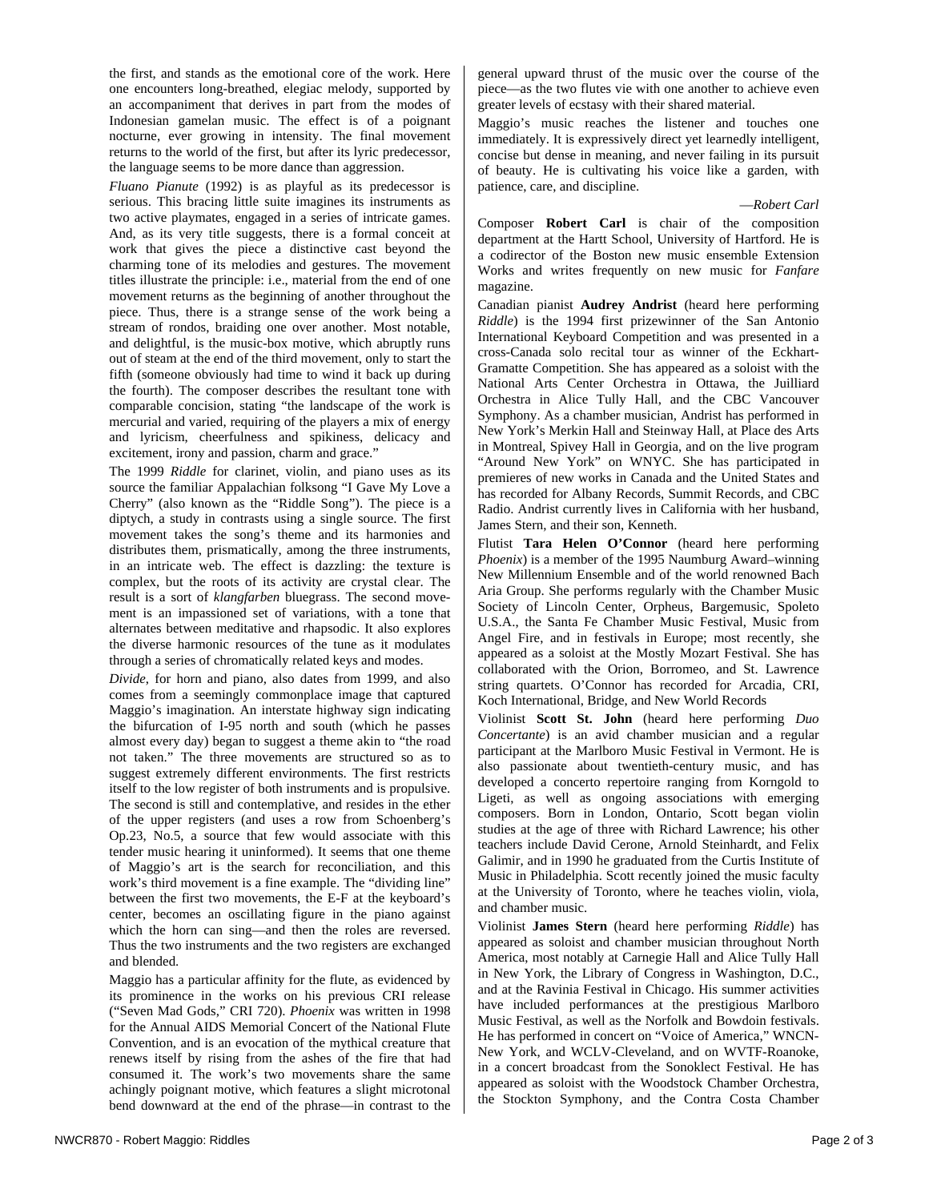the first, and stands as the emotional core of the work. Here one encounters long-breathed, elegiac melody, supported by an accompaniment that derives in part from the modes of Indonesian gamelan music. The effect is of a poignant nocturne, ever growing in intensity. The final movement returns to the world of the first, but after its lyric predecessor, the language seems to be more dance than aggression.

*Fluano Pianute* (1992) is as playful as its predecessor is serious. This bracing little suite imagines its instruments as two active playmates, engaged in a series of intricate games. And, as its very title suggests, there is a formal conceit at work that gives the piece a distinctive cast beyond the charming tone of its melodies and gestures. The movement titles illustrate the principle: i.e., material from the end of one movement returns as the beginning of another throughout the piece. Thus, there is a strange sense of the work being a stream of rondos, braiding one over another. Most notable, and delightful, is the music-box motive, which abruptly runs out of steam at the end of the third movement, only to start the fifth (someone obviously had time to wind it back up during the fourth). The composer describes the resultant tone with comparable concision, stating "the landscape of the work is mercurial and varied, requiring of the players a mix of energy and lyricism, cheerfulness and spikiness, delicacy and excitement, irony and passion, charm and grace."

The 1999 *Riddle* for clarinet, violin, and piano uses as its source the familiar Appalachian folksong "I Gave My Love a Cherry" (also known as the "Riddle Song"). The piece is a diptych, a study in contrasts using a single source. The first movement takes the song's theme and its harmonies and distributes them, prismatically, among the three instruments, in an intricate web. The effect is dazzling: the texture is complex, but the roots of its activity are crystal clear. The result is a sort of *klangfarben* bluegrass. The second movement is an impassioned set of variations, with a tone that alternates between meditative and rhapsodic. It also explores the diverse harmonic resources of the tune as it modulates through a series of chromatically related keys and modes.

*Divide*, for horn and piano, also dates from 1999, and also comes from a seemingly commonplace image that captured Maggio's imagination. An interstate highway sign indicating the bifurcation of I-95 north and south (which he passes almost every day) began to suggest a theme akin to "the road not taken." The three movements are structured so as to suggest extremely different environments. The first restricts itself to the low register of both instruments and is propulsive. The second is still and contemplative, and resides in the ether of the upper registers (and uses a row from Schoenberg's Op.23, No.5, a source that few would associate with this tender music hearing it uninformed). It seems that one theme of Maggio's art is the search for reconciliation, and this work's third movement is a fine example. The "dividing line" between the first two movements, the E-F at the keyboard's center, becomes an oscillating figure in the piano against which the horn can sing—and then the roles are reversed. Thus the two instruments and the two registers are exchanged and blended.

Maggio has a particular affinity for the flute, as evidenced by its prominence in the works on his previous CRI release ("Seven Mad Gods," CRI 720). *Phoenix* was written in 1998 for the Annual AIDS Memorial Concert of the National Flute Convention, and is an evocation of the mythical creature that renews itself by rising from the ashes of the fire that had consumed it. The work's two movements share the same achingly poignant motive, which features a slight microtonal bend downward at the end of the phrase—in contrast to the general upward thrust of the music over the course of the piece—as the two flutes vie with one another to achieve even greater levels of ecstasy with their shared material.

Maggio's music reaches the listener and touches one immediately. It is expressively direct yet learnedly intelligent, concise but dense in meaning, and never failing in its pursuit of beauty. He is cultivating his voice like a garden, with patience, care, and discipline.

—*Robert Carl*

Composer **Robert Carl** is chair of the composition department at the Hartt School, University of Hartford. He is a codirector of the Boston new music ensemble Extension Works and writes frequently on new music for *Fanfare* magazine.

Canadian pianist **Audrey Andrist** (heard here performing *Riddle*) is the 1994 first prizewinner of the San Antonio International Keyboard Competition and was presented in a cross-Canada solo recital tour as winner of the Eckhart-Gramatte Competition. She has appeared as a soloist with the National Arts Center Orchestra in Ottawa, the Juilliard Orchestra in Alice Tully Hall, and the CBC Vancouver Symphony. As a chamber musician, Andrist has performed in New York's Merkin Hall and Steinway Hall, at Place des Arts in Montreal, Spivey Hall in Georgia, and on the live program "Around New York" on WNYC. She has participated in premieres of new works in Canada and the United States and has recorded for Albany Records, Summit Records, and CBC Radio. Andrist currently lives in California with her husband, James Stern, and their son, Kenneth.

Flutist **Tara Helen O'Connor** (heard here performing *Phoenix*) is a member of the 1995 Naumburg Award–winning New Millennium Ensemble and of the world renowned Bach Aria Group. She performs regularly with the Chamber Music Society of Lincoln Center, Orpheus, Bargemusic, Spoleto U.S.A., the Santa Fe Chamber Music Festival, Music from Angel Fire, and in festivals in Europe; most recently, she appeared as a soloist at the Mostly Mozart Festival. She has collaborated with the Orion, Borromeo, and St. Lawrence string quartets. O'Connor has recorded for Arcadia, CRI, Koch International, Bridge, and New World Records

Violinist **Scott St. John** (heard here performing *Duo Concertante*) is an avid chamber musician and a regular participant at the Marlboro Music Festival in Vermont. He is also passionate about twentieth-century music, and has developed a concerto repertoire ranging from Korngold to Ligeti, as well as ongoing associations with emerging composers. Born in London, Ontario, Scott began violin studies at the age of three with Richard Lawrence; his other teachers include David Cerone, Arnold Steinhardt, and Felix Galimir, and in 1990 he graduated from the Curtis Institute of Music in Philadelphia. Scott recently joined the music faculty at the University of Toronto, where he teaches violin, viola, and chamber music.

Violinist **James Stern** (heard here performing *Riddle*) has appeared as soloist and chamber musician throughout North America, most notably at Carnegie Hall and Alice Tully Hall in New York, the Library of Congress in Washington, D.C., and at the Ravinia Festival in Chicago. His summer activities have included performances at the prestigious Marlboro Music Festival, as well as the Norfolk and Bowdoin festivals. He has performed in concert on "Voice of America," WNCN-New York, and WCLV-Cleveland, and on WVTF-Roanoke, in a concert broadcast from the Sonoklect Festival. He has appeared as soloist with the Woodstock Chamber Orchestra, the Stockton Symphony, and the Contra Costa Chamber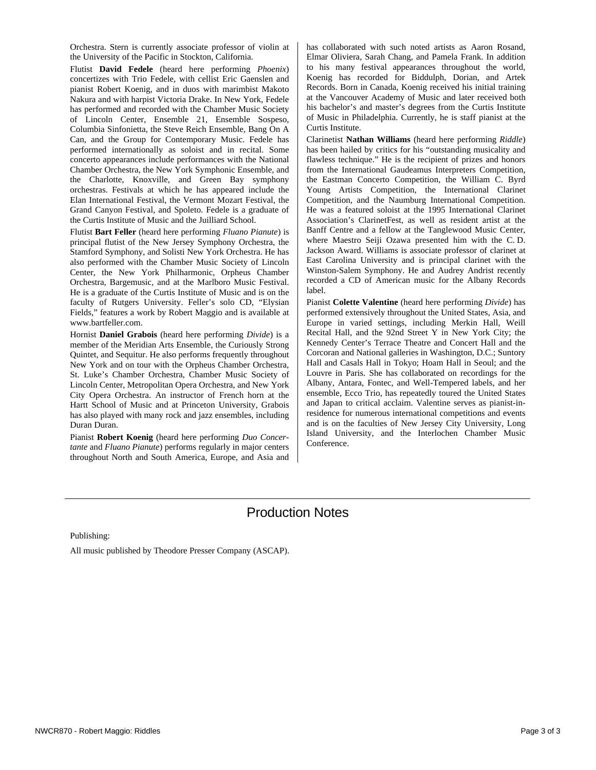Orchestra. Stern is currently associate professor of violin at the University of the Pacific in Stockton, California.

Flutist **David Fedele** (heard here performing *Phoenix*) concertizes with Trio Fedele, with cellist Eric Gaenslen and pianist Robert Koenig, and in duos with marimbist Makoto Nakura and with harpist Victoria Drake. In New York, Fedele has performed and recorded with the Chamber Music Society of Lincoln Center, Ensemble 21, Ensemble Sospeso, Columbia Sinfonietta, the Steve Reich Ensemble, Bang On A Can, and the Group for Contemporary Music. Fedele has performed internationally as soloist and in recital. Some concerto appearances include performances with the National Chamber Orchestra, the New York Symphonic Ensemble, and the Charlotte, Knoxville, and Green Bay symphony orchestras. Festivals at which he has appeared include the Elan International Festival, the Vermont Mozart Festival, the Grand Canyon Festival, and Spoleto. Fedele is a graduate of the Curtis Institute of Music and the Juilliard School.

Flutist **Bart Feller** (heard here performing *Fluano Pianute*) is principal flutist of the New Jersey Symphony Orchestra, the Stamford Symphony, and Solisti New York Orchestra. He has also performed with the Chamber Music Society of Lincoln Center, the New York Philharmonic, Orpheus Chamber Orchestra, Bargemusic, and at the Marlboro Music Festival. He is a graduate of the Curtis Institute of Music and is on the faculty of Rutgers University. Feller's solo CD, "Elysian Fields," features a work by Robert Maggio and is available at www.bartfeller.com.

Hornist **Daniel Grabois** (heard here performing *Divide*) is a member of the Meridian Arts Ensemble, the Curiously Strong Quintet, and Sequitur. He also performs frequently throughout New York and on tour with the Orpheus Chamber Orchestra, St. Luke's Chamber Orchestra, Chamber Music Society of Lincoln Center, Metropolitan Opera Orchestra, and New York City Opera Orchestra. An instructor of French horn at the Hartt School of Music and at Princeton University, Grabois has also played with many rock and jazz ensembles, including Duran Duran.

Pianist **Robert Koenig** (heard here performing *Duo Concertante* and *Fluano Pianute*) performs regularly in major centers throughout North and South America, Europe, and Asia and has collaborated with such noted artists as Aaron Rosand, Elmar Oliviera, Sarah Chang, and Pamela Frank. In addition to his many festival appearances throughout the world, Koenig has recorded for Biddulph, Dorian, and Artek Records. Born in Canada, Koenig received his initial training at the Vancouver Academy of Music and later received both his bachelor's and master's degrees from the Curtis Institute of Music in Philadelphia. Currently, he is staff pianist at the Curtis Institute.

Clarinetist **Nathan Williams** (heard here performing *Riddle*) has been hailed by critics for his "outstanding musicality and flawless technique." He is the recipient of prizes and honors from the International Gaudeamus Interpreters Competition, the Eastman Concerto Competition, the William C. Byrd Young Artists Competition, the International Clarinet Competition, and the Naumburg International Competition. He was a featured soloist at the 1995 International Clarinet Association's ClarinetFest, as well as resident artist at the Banff Centre and a fellow at the Tanglewood Music Center, where Maestro Seiji Ozawa presented him with the C. D. Jackson Award. Williams is associate professor of clarinet at East Carolina University and is principal clarinet with the Winston-Salem Symphony. He and Audrey Andrist recently recorded a CD of American music for the Albany Records label.

Pianist **Colette Valentine** (heard here performing *Divide*) has performed extensively throughout the United States, Asia, and Europe in varied settings, including Merkin Hall, Weill Recital Hall, and the 92nd Street Y in New York City; the Kennedy Center's Terrace Theatre and Concert Hall and the Corcoran and National galleries in Washington, D.C.; Suntory Hall and Casals Hall in Tokyo; Hoam Hall in Seoul; and the Louvre in Paris. She has collaborated on recordings for the Albany, Antara, Fontec, and Well-Tempered labels, and her ensemble, Ecco Trio, has repeatedly toured the United States and Japan to critical acclaim. Valentine serves as pianist-in-residence for numerous international competitions and events and is on the faculties of New Jersey City University, Long Island University, and the Interlochen Chamber Music Conference.

## Production Notes

Publishing:

All music published by Theodore Presser Company (ASCAP).